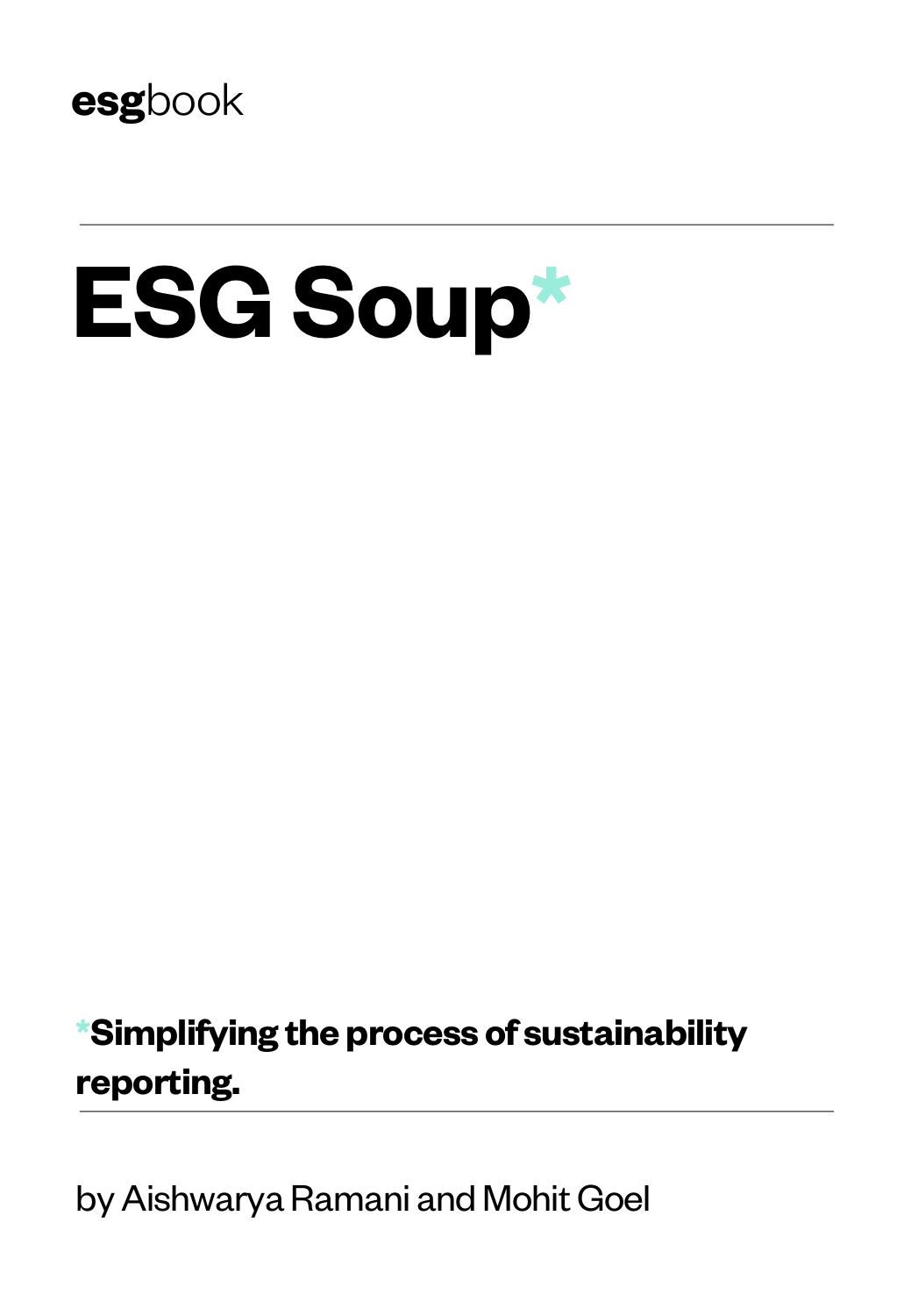esgbook

# ESG Soup*

***Simplifying the process of sustainability reporting.**

by Aishwarya Ramani and Mohit Goel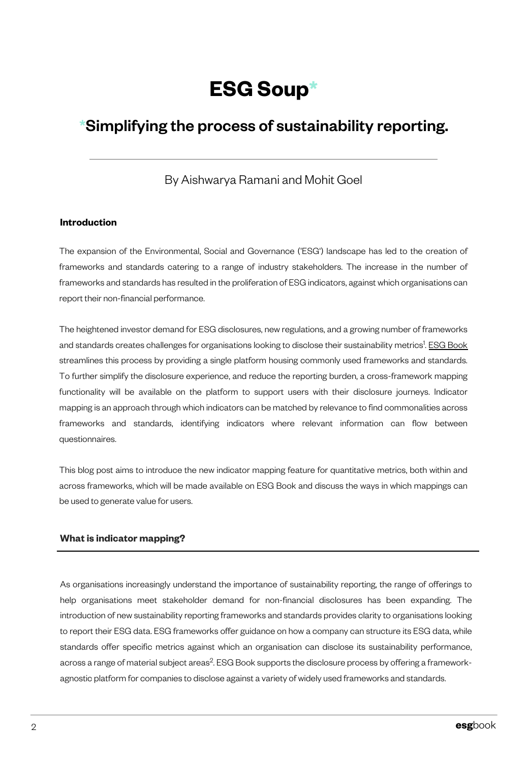# ESG Soup*

## *Simplifying the process of sustainability reporting.

By Aishwarya Ramani and Mohit Goel

**Introduction**

The expansion of the Environmental, Social and Governance ('ESG') landscape has led to the creation of frameworks and standards catering to a range of industry stakeholders. The increase in the number of frameworks and standards has resulted in the proliferation of ESG indicators, against which organisations can report their non-financial performance.

The heightened investor demand for ESG disclosures, new regulations, and a growing number of frameworks and standards creates challenges for organisations looking to disclose their sustainability metrics[1]. ESG Book streamlines this process by providing a single platform housing commonly used frameworks and standards. To further simplify the disclosure experience, and reduce the reporting burden, a cross-framework mapping functionality will be available on the platform to support users with their disclosure journeys. Indicator mapping is an approach through which indicators can be matched by relevance to find commonalities across frameworks and standards, identifying indicators where relevant information can flow between questionnaires.

This blog post aims to introduce the new indicator mapping feature for quantitative metrics, both within and across frameworks, which will be made available on ESG Book and discuss the ways in which mappings can be used to generate value for users.

**What is indicator mapping?**

As organisations increasingly understand the importance of sustainability reporting, the range of offerings to help organisations meet stakeholder demand for non-financial disclosures has been expanding. The introduction of new sustainability reporting frameworks and standards provides clarity to organisations looking to report their ESG data. ESG frameworks offer guidance on how a company can structure its ESG data, while standards offer specific metrics against which an organisation can disclose its sustainability performance, across a range of material subject areas[2]. ESG Book supports the disclosure process by offering a framework-agnostic platform for companies to disclose against a variety of widely used frameworks and standards.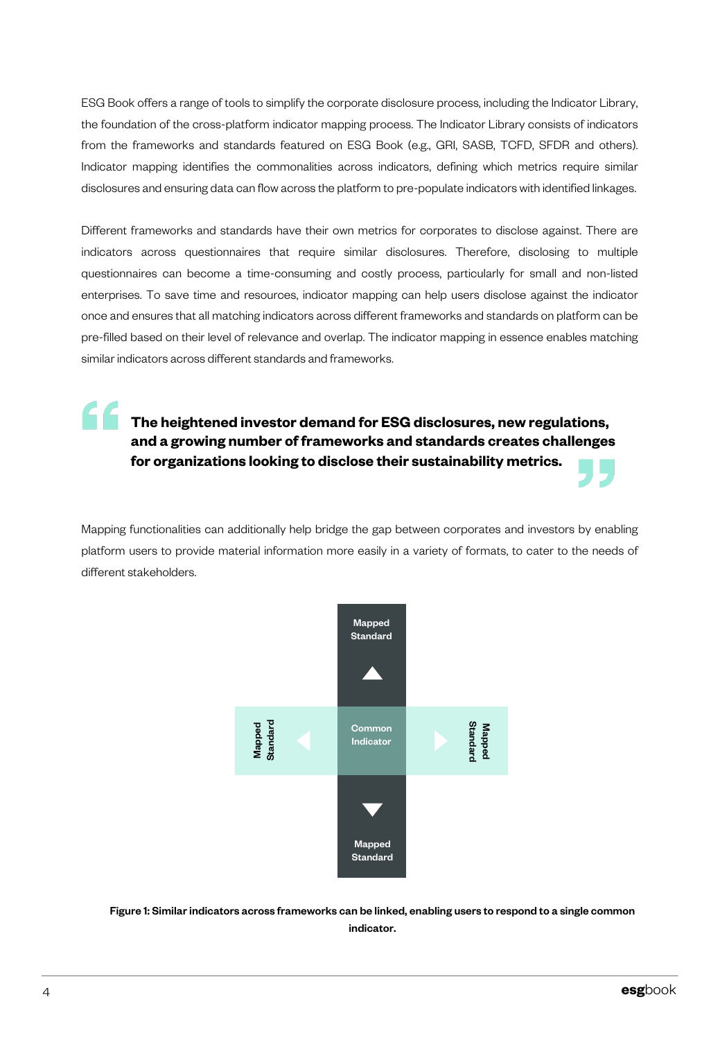ESG Book offers a range of tools to simplify the corporate disclosure process, including the Indicator Library, the foundation of the cross-platform indicator mapping process. The Indicator Library consists of indicators from the frameworks and standards featured on ESG Book (e.g., GRI, SASB, TCFD, SFDR and others). Indicator mapping identifies the commonalities across indicators, defining which metrics require similar disclosures and ensuring data can flow across the platform to pre-populate indicators with identified linkages.

Different frameworks and standards have their own metrics for corporates to disclose against. There are indicators across questionnaires that require similar disclosures. Therefore, disclosing to multiple questionnaires can become a time-consuming and costly process, particularly for small and non-listed enterprises. To save time and resources, indicator mapping can help users disclose against the indicator once and ensures that all matching indicators across different frameworks and standards on platform can be pre-filled based on their level of relevance and overlap. The indicator mapping in essence enables matching similar indicators across different standards and frameworks.

> **The heightened investor demand for ESG disclosures, new regulations, and a growing number of frameworks and standards creates challenges for organizations looking to disclose their sustainability metrics.**

Mapping functionalities can additionally help bridge the gap between corporates and investors by enabling platform users to provide material information more easily in a variety of formats, to cater to the needs of different stakeholders.

Mapped Standard

Mapped Standard — Common Indicator — Mapped Standard

Mapped Standard

**Figure 1: Similar indicators across frameworks can be linked, enabling users to respond to a single common indicator.**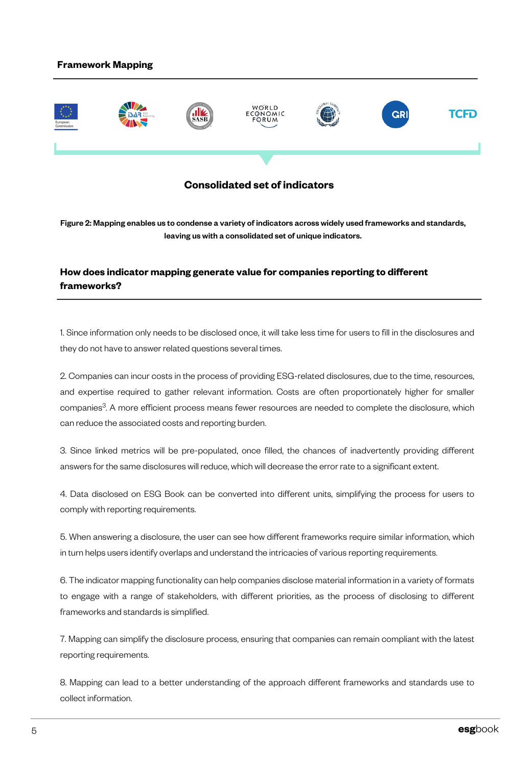## Framework Mapping

**Consolidated set of indicators**

**Figure 2: Mapping enables us to condense a variety of indicators across widely used frameworks and standards, leaving us with a consolidated set of unique indicators.**

## How does indicator mapping generate value for companies reporting to different frameworks?

1. Since information only needs to be disclosed once, it will take less time for users to fill in the disclosures and they do not have to answer related questions several times.

2. Companies can incur costs in the process of providing ESG-related disclosures, due to the time, resources, and expertise required to gather relevant information. Costs are often proportionately higher for smaller companies[3]. A more efficient process means fewer resources are needed to complete the disclosure, which can reduce the associated costs and reporting burden.

3. Since linked metrics will be pre-populated, once filled, the chances of inadvertently providing different answers for the same disclosures will reduce, which will decrease the error rate to a significant extent.

4. Data disclosed on ESG Book can be converted into different units, simplifying the process for users to comply with reporting requirements.

5. When answering a disclosure, the user can see how different frameworks require similar information, which in turn helps users identify overlaps and understand the intricacies of various reporting requirements.

6. The indicator mapping functionality can help companies disclose material information in a variety of formats to engage with a range of stakeholders, with different priorities, as the process of disclosing to different frameworks and standards is simplified.

7. Mapping can simplify the disclosure process, ensuring that companies can remain compliant with the latest reporting requirements.

8. Mapping can lead to a better understanding of the approach different frameworks and standards use to collect information.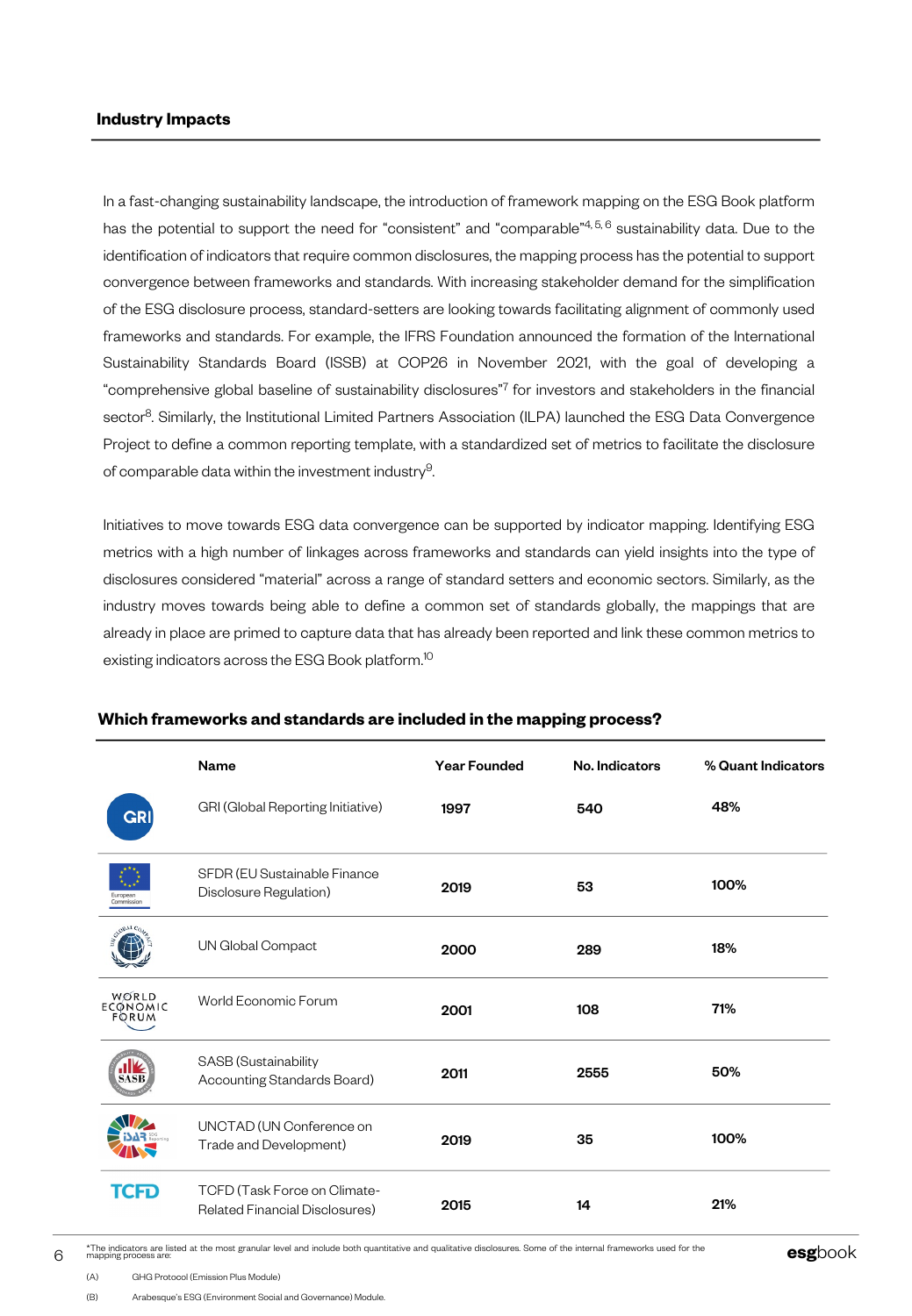## Industry Impacts

In a fast-changing sustainability landscape, the introduction of framework mapping on the ESG Book platform has the potential to support the need for "consistent" and "comparable"[4, 5, 6] sustainability data. Due to the identification of indicators that require common disclosures, the mapping process has the potential to support convergence between frameworks and standards. With increasing stakeholder demand for the simplification of the ESG disclosure process, standard-setters are looking towards facilitating alignment of commonly used frameworks and standards. For example, the IFRS Foundation announced the formation of the International Sustainability Standards Board (ISSB) at COP26 in November 2021, with the goal of developing a "comprehensive global baseline of sustainability disclosures"[7] for investors and stakeholders in the financial sector[8]. Similarly, the Institutional Limited Partners Association (ILPA) launched the ESG Data Convergence Project to define a common reporting template, with a standardized set of metrics to facilitate the disclosure of comparable data within the investment industry[9].

Initiatives to move towards ESG data convergence can be supported by indicator mapping. Identifying ESG metrics with a high number of linkages across frameworks and standards can yield insights into the type of disclosures considered "material" across a range of standard setters and economic sectors. Similarly, as the industry moves towards being able to define a common set of standards globally, the mappings that are already in place are primed to capture data that has already been reported and link these common metrics to existing indicators across the ESG Book platform.[10]

### Which frameworks and standards are included in the mapping process?

| Name | Year Founded | No. Indicators | % Quant Indicators |
|---|---|---|---|
| GRI (Global Reporting Initiative) | 1997 | 540 | 48% |
| SFDR (EU Sustainable Finance Disclosure Regulation) | 2019 | 53 | 100% |
| UN Global Compact | 2000 | 289 | 18% |
| World Economic Forum | 2001 | 108 | 71% |
| SASB (Sustainability Accounting Standards Board) | 2011 | 2555 | 50% |
| UNCTAD (UN Conference on Trade and Development) | 2019 | 35 | 100% |
| TCFD (Task Force on Climate-Related Financial Disclosures) | 2015 | 14 | 21% |

*The indicators are listed at the most granular level and include both quantitative and qualitative disclosures. Some of the internal frameworks used for the mapping process are:

(A) GHG Protocol (Emission Plus Module)

(B) Arabesque's ESG (Environment Social and Governance) Module.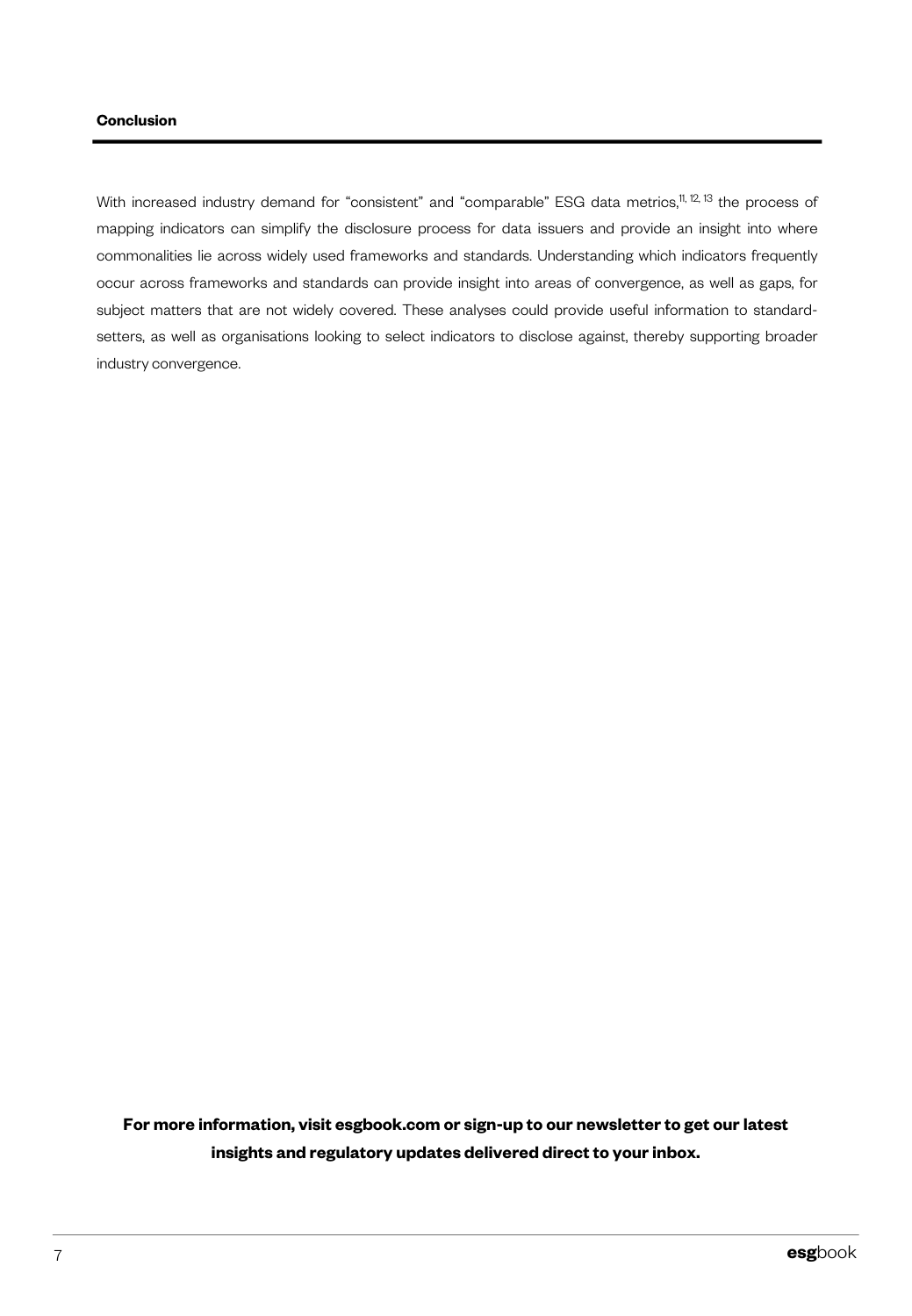## Conclusion

With increased industry demand for "consistent" and "comparable" ESG data metrics,[11, 12, 13] the process of mapping indicators can simplify the disclosure process for data issuers and provide an insight into where commonalities lie across widely used frameworks and standards. Understanding which indicators frequently occur across frameworks and standards can provide insight into areas of convergence, as well as gaps, for subject matters that are not widely covered. These analyses could provide useful information to standard-setters, as well as organisations looking to select indicators to disclose against, thereby supporting broader industry convergence.

**For more information, visit esgbook.com or sign-up to our newsletter to get our latest insights and regulatory updates delivered direct to your inbox.**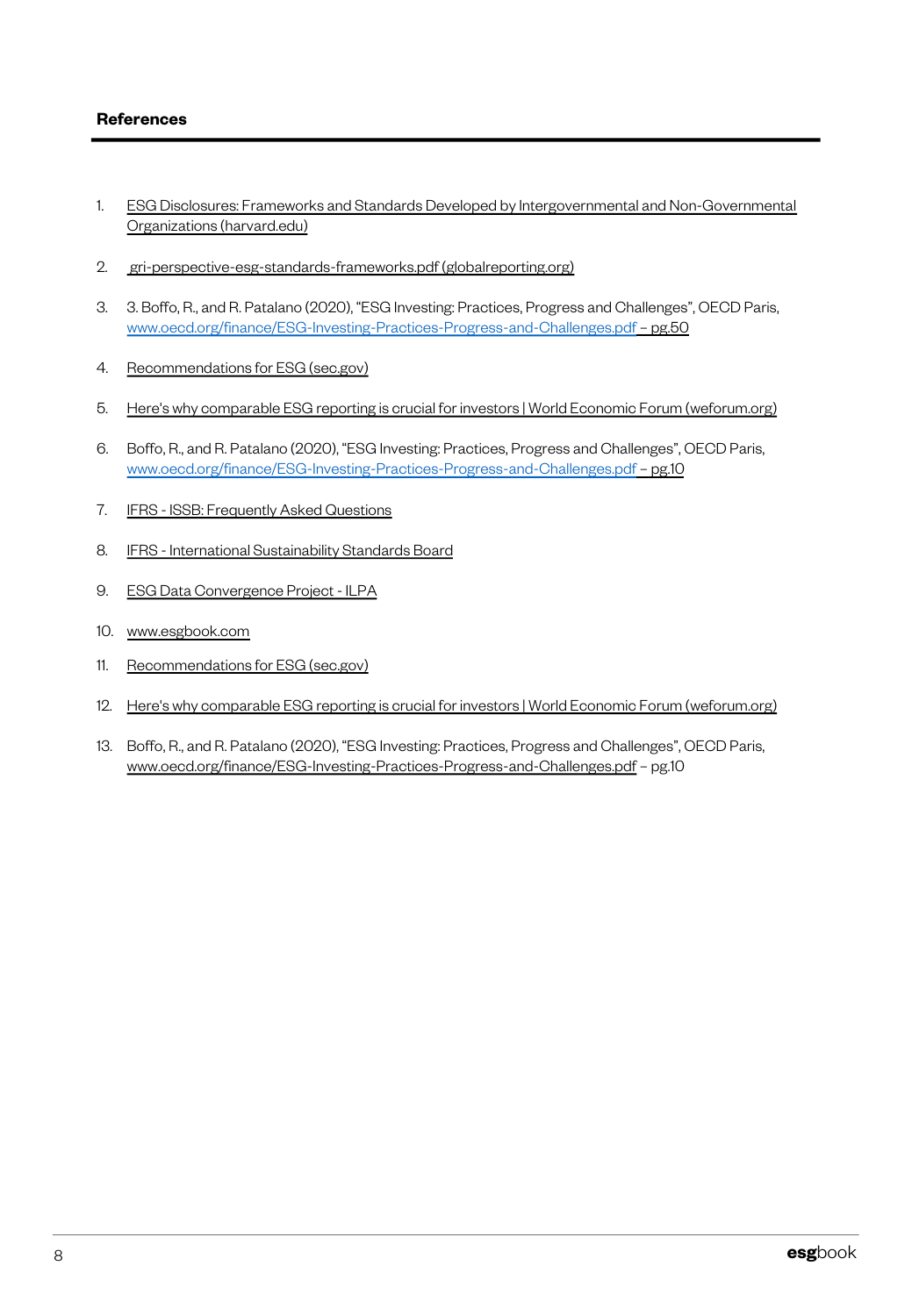**References**

1. ESG Disclosures: Frameworks and Standards Developed by Intergovernmental and Non-Governmental Organizations (harvard.edu)

2. gri-perspective-esg-standards-frameworks.pdf (globalreporting.org)

3. 3. Boffo, R., and R. Patalano (2020), "ESG Investing: Practices, Progress and Challenges", OECD Paris, www.oecd.org/finance/ESG-Investing-Practices-Progress-and-Challenges.pdf – pg.50

4. Recommendations for ESG (sec.gov)

5. Here's why comparable ESG reporting is crucial for investors | World Economic Forum (weforum.org)

6. Boffo, R., and R. Patalano (2020), "ESG Investing: Practices, Progress and Challenges", OECD Paris, www.oecd.org/finance/ESG-Investing-Practices-Progress-and-Challenges.pdf – pg.10

7. IFRS - ISSB: Frequently Asked Questions

8. IFRS - International Sustainability Standards Board

9. ESG Data Convergence Project - ILPA

10. www.esgbook.com

11. Recommendations for ESG (sec.gov)

12. Here's why comparable ESG reporting is crucial for investors | World Economic Forum (weforum.org)

13. Boffo, R., and R. Patalano (2020), "ESG Investing: Practices, Progress and Challenges", OECD Paris, www.oecd.org/finance/ESG-Investing-Practices-Progress-and-Challenges.pdf – pg.10